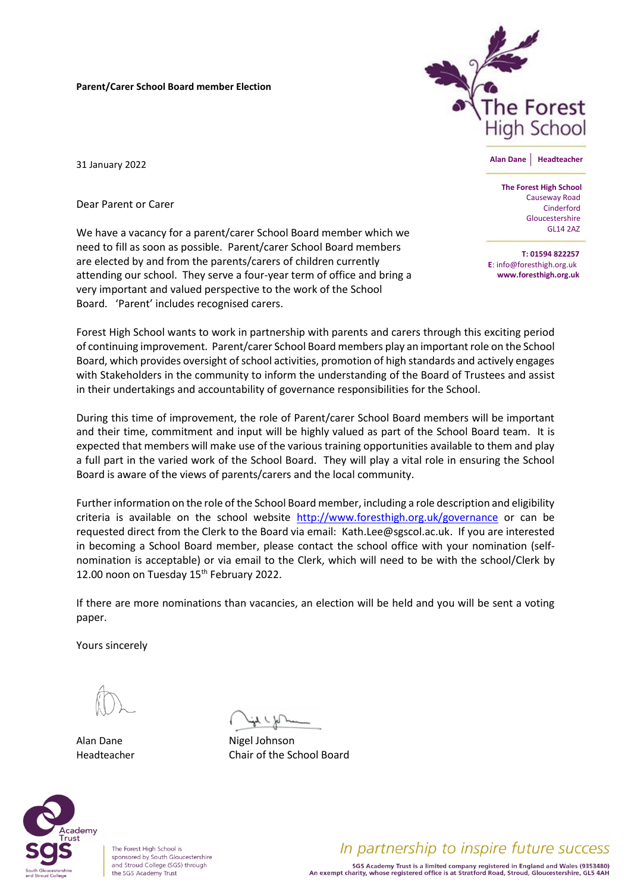**Parent/Carer School Board member Election**

The Forest High School

Alan Dane | Headteacher

**The Forest High School**
Causeway Road
Cinderford
Gloucestershire
GL14 2AZ

**T: 01594 822257**
**E**: info@foresthigh.org.uk
**www.foresthigh.org.uk**

31 January 2022

Dear Parent or Carer

We have a vacancy for a parent/carer School Board member which we need to fill as soon as possible. Parent/carer School Board members are elected by and from the parents/carers of children currently attending our school. They serve a four-year term of office and bring a very important and valued perspective to the work of the School Board. 'Parent' includes recognised carers.

Forest High School wants to work in partnership with parents and carers through this exciting period of continuing improvement. Parent/carer School Board members play an important role on the School Board, which provides oversight of school activities, promotion of high standards and actively engages with Stakeholders in the community to inform the understanding of the Board of Trustees and assist in their undertakings and accountability of governance responsibilities for the School.

During this time of improvement, the role of Parent/carer School Board members will be important and their time, commitment and input will be highly valued as part of the School Board team. It is expected that members will make use of the various training opportunities available to them and play a full part in the varied work of the School Board. They will play a vital role in ensuring the School Board is aware of the views of parents/carers and the local community.

Further information on the role of the School Board member, including a role description and eligibility criteria is available on the school website http://www.foresthigh.org.uk/governance or can be requested direct from the Clerk to the Board via email: Kath.Lee@sgscol.ac.uk. If you are interested in becoming a School Board member, please contact the school office with your nomination (self-nomination is acceptable) or via email to the Clerk, which will need to be with the school/Clerk by 12.00 noon on Tuesday 15th February 2022.

If there are more nominations than vacancies, an election will be held and you will be sent a voting paper.

Yours sincerely

Alan Dane
Headteacher

Nigel Johnson
Chair of the School Board

The Forest High School is sponsored by South Gloucestershire and Stroud College (SGS) through the SGS Academy Trust

*In partnership to inspire future success*

SGS Academy Trust is a limited company registered in England and Wales (9353480)
An exempt charity, whose registered office is at Stratford Road, Stroud, Gloucestershire, GL5 4AH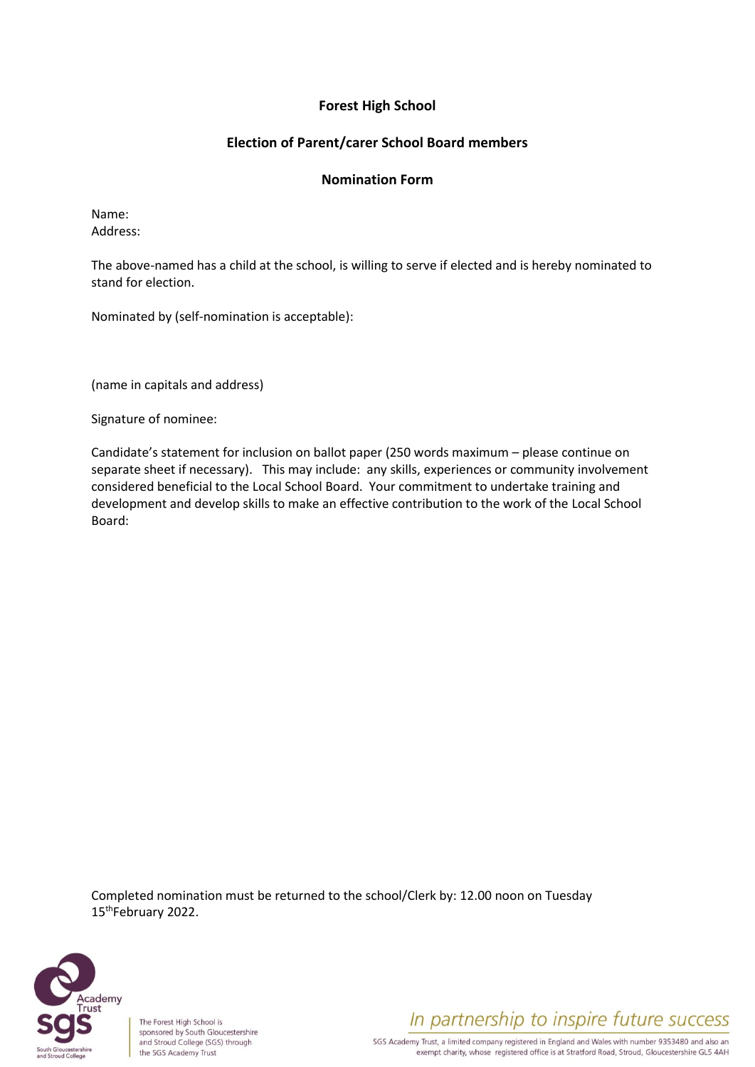**Forest High School**

**Election of Parent/carer School Board members**

**Nomination Form**

Name:
Address:

The above-named has a child at the school, is willing to serve if elected and is hereby nominated to stand for election.

Nominated by (self-nomination is acceptable):

(name in capitals and address)

Signature of nominee:

Candidate's statement for inclusion on ballot paper (250 words maximum – please continue on separate sheet if necessary). This may include: any skills, experiences or community involvement considered beneficial to the Local School Board. Your commitment to undertake training and development and develop skills to make an effective contribution to the work of the Local School Board:

Completed nomination must be returned to the school/Clerk by: 12.00 noon on Tuesday 15th February 2022.

The Forest High School is sponsored by South Gloucestershire and Stroud College (SGS) through the SGS Academy Trust

In partnership to inspire future success

SGS Academy Trust, a limited company registered in England and Wales with number 9353480 and also an exempt charity, whose registered office is at Stratford Road, Stroud, Gloucestershire GL5 4AH